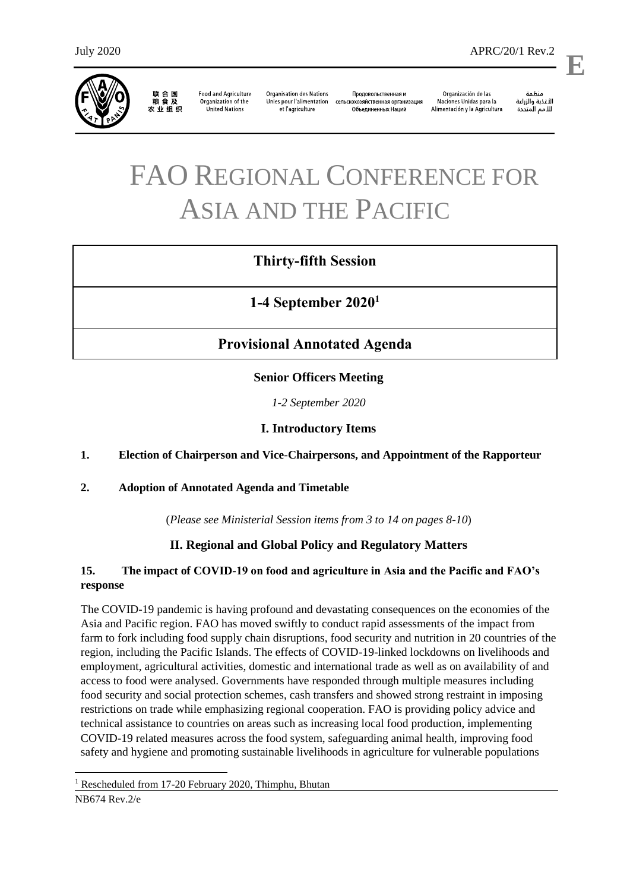July 2020 APRC/20/1 Rev.2

E

联合国粮食及农业组织 | Food and Agriculture Organization of the United Nations | Organisation des Nations Unies pour l'alimentation et l'agriculture | Продовольственная и сельскохозяйственная организация Объединенных Наций | Organización de las Naciones Unidas para la Alimentación y la Agricultura | منظمة الأغذية والزراعة للأمم المتحدة

# FAO REGIONAL CONFERENCE FOR ASIA AND THE PACIFIC

## Thirty-fifth Session

## 1-4 September 2020[1]

## Provisional Annotated Agenda

### Senior Officers Meeting

*1-2 September 2020*

### I. Introductory Items

**1. Election of Chairperson and Vice-Chairpersons, and Appointment of the Rapporteur**

**2. Adoption of Annotated Agenda and Timetable**

(*Please see Ministerial Session items from 3 to 14 on pages 8-10*)

### II. Regional and Global Policy and Regulatory Matters

**15. The impact of COVID-19 on food and agriculture in Asia and the Pacific and FAO's response**

The COVID-19 pandemic is having profound and devastating consequences on the economies of the Asia and Pacific region. FAO has moved swiftly to conduct rapid assessments of the impact from farm to fork including food supply chain disruptions, food security and nutrition in 20 countries of the region, including the Pacific Islands. The effects of COVID-19-linked lockdowns on livelihoods and employment, agricultural activities, domestic and international trade as well as on availability of and access to food were analysed. Governments have responded through multiple measures including food security and social protection schemes, cash transfers and showed strong restraint in imposing restrictions on trade while emphasizing regional cooperation. FAO is providing policy advice and technical assistance to countries on areas such as increasing local food production, implementing COVID-19 related measures across the food system, safeguarding animal health, improving food safety and hygiene and promoting sustainable livelihoods in agriculture for vulnerable populations

[1] Rescheduled from 17-20 February 2020, Thimphu, Bhutan

NB674 Rev.2/e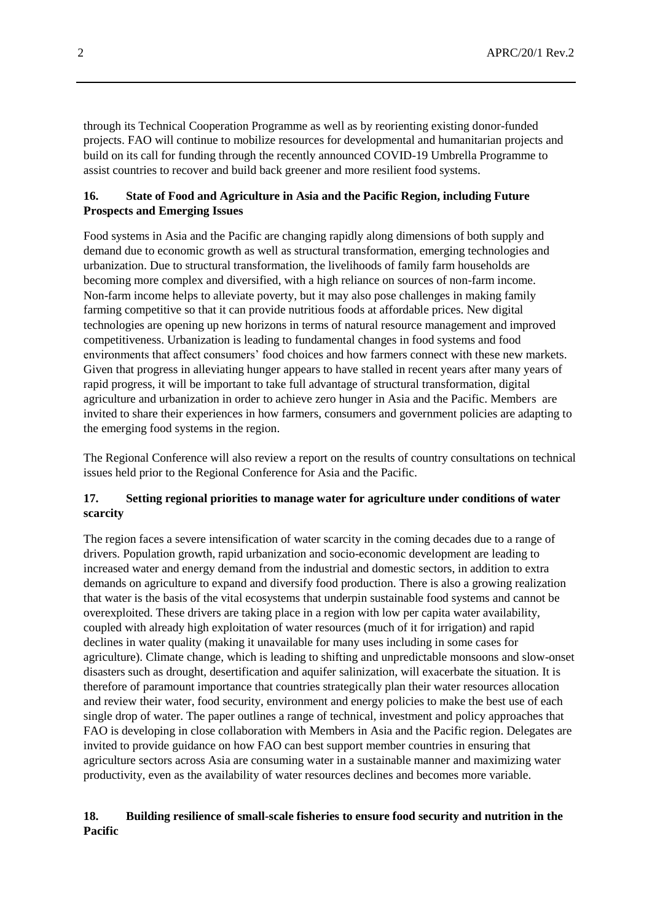through its Technical Cooperation Programme as well as by reorienting existing donor-funded projects. FAO will continue to mobilize resources for developmental and humanitarian projects and build on its call for funding through the recently announced COVID-19 Umbrella Programme to assist countries to recover and build back greener and more resilient food systems.

**16. State of Food and Agriculture in Asia and the Pacific Region, including Future Prospects and Emerging Issues**

Food systems in Asia and the Pacific are changing rapidly along dimensions of both supply and demand due to economic growth as well as structural transformation, emerging technologies and urbanization. Due to structural transformation, the livelihoods of family farm households are becoming more complex and diversified, with a high reliance on sources of non-farm income. Non-farm income helps to alleviate poverty, but it may also pose challenges in making family farming competitive so that it can provide nutritious foods at affordable prices. New digital technologies are opening up new horizons in terms of natural resource management and improved competitiveness. Urbanization is leading to fundamental changes in food systems and food environments that affect consumers' food choices and how farmers connect with these new markets. Given that progress in alleviating hunger appears to have stalled in recent years after many years of rapid progress, it will be important to take full advantage of structural transformation, digital agriculture and urbanization in order to achieve zero hunger in Asia and the Pacific. Members are invited to share their experiences in how farmers, consumers and government policies are adapting to the emerging food systems in the region.

The Regional Conference will also review a report on the results of country consultations on technical issues held prior to the Regional Conference for Asia and the Pacific.

**17. Setting regional priorities to manage water for agriculture under conditions of water scarcity**

The region faces a severe intensification of water scarcity in the coming decades due to a range of drivers. Population growth, rapid urbanization and socio-economic development are leading to increased water and energy demand from the industrial and domestic sectors, in addition to extra demands on agriculture to expand and diversify food production. There is also a growing realization that water is the basis of the vital ecosystems that underpin sustainable food systems and cannot be overexploited. These drivers are taking place in a region with low per capita water availability, coupled with already high exploitation of water resources (much of it for irrigation) and rapid declines in water quality (making it unavailable for many uses including in some cases for agriculture). Climate change, which is leading to shifting and unpredictable monsoons and slow-onset disasters such as drought, desertification and aquifer salinization, will exacerbate the situation. It is therefore of paramount importance that countries strategically plan their water resources allocation and review their water, food security, environment and energy policies to make the best use of each single drop of water. The paper outlines a range of technical, investment and policy approaches that FAO is developing in close collaboration with Members in Asia and the Pacific region. Delegates are invited to provide guidance on how FAO can best support member countries in ensuring that agriculture sectors across Asia are consuming water in a sustainable manner and maximizing water productivity, even as the availability of water resources declines and becomes more variable.

**18. Building resilience of small-scale fisheries to ensure food security and nutrition in the Pacific**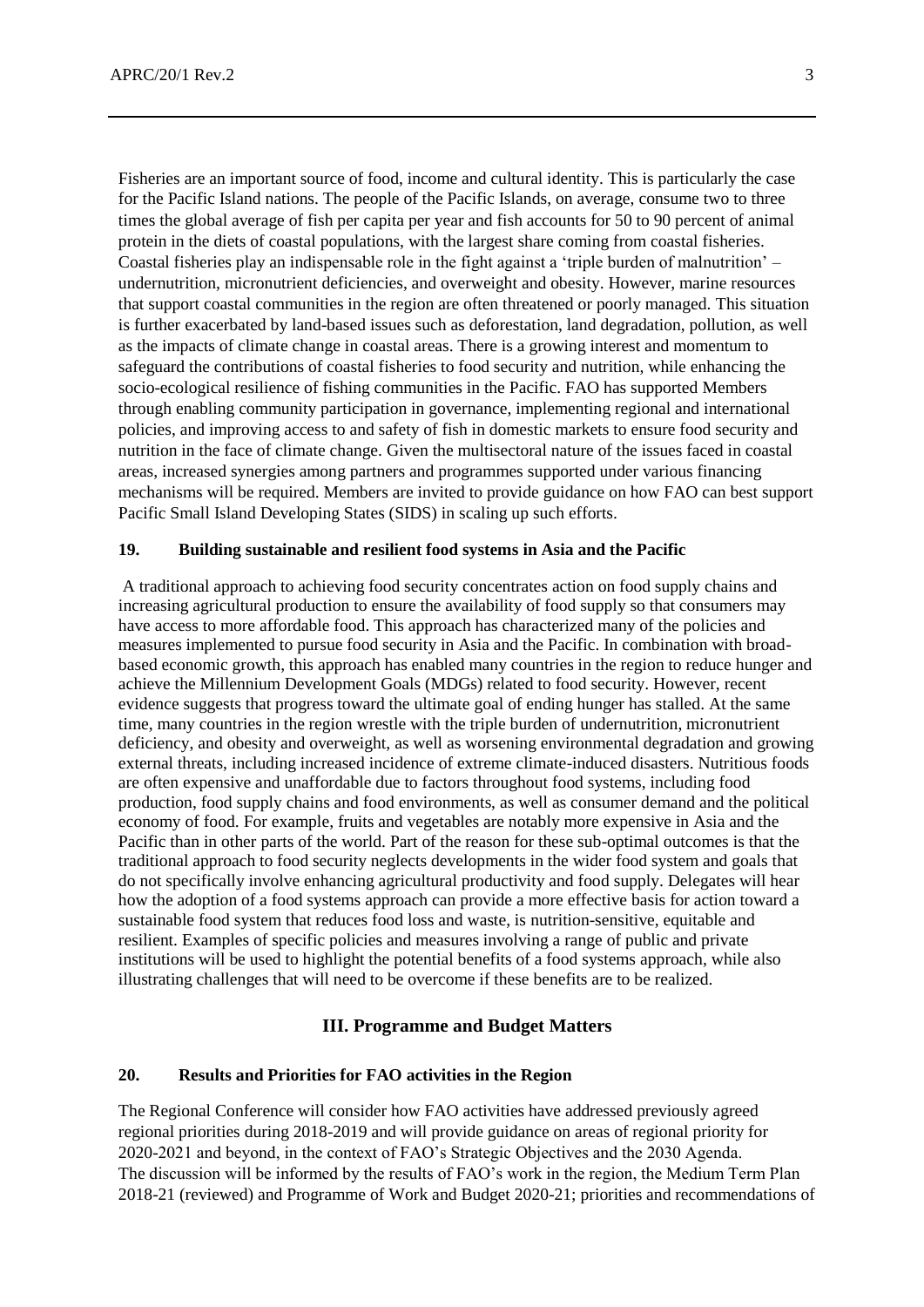Fisheries are an important source of food, income and cultural identity. This is particularly the case for the Pacific Island nations. The people of the Pacific Islands, on average, consume two to three times the global average of fish per capita per year and fish accounts for 50 to 90 percent of animal protein in the diets of coastal populations, with the largest share coming from coastal fisheries. Coastal fisheries play an indispensable role in the fight against a 'triple burden of malnutrition' – undernutrition, micronutrient deficiencies, and overweight and obesity. However, marine resources that support coastal communities in the region are often threatened or poorly managed. This situation is further exacerbated by land-based issues such as deforestation, land degradation, pollution, as well as the impacts of climate change in coastal areas. There is a growing interest and momentum to safeguard the contributions of coastal fisheries to food security and nutrition, while enhancing the socio-ecological resilience of fishing communities in the Pacific. FAO has supported Members through enabling community participation in governance, implementing regional and international policies, and improving access to and safety of fish in domestic markets to ensure food security and nutrition in the face of climate change. Given the multisectoral nature of the issues faced in coastal areas, increased synergies among partners and programmes supported under various financing mechanisms will be required. Members are invited to provide guidance on how FAO can best support Pacific Small Island Developing States (SIDS) in scaling up such efforts.

**19. Building sustainable and resilient food systems in Asia and the Pacific**

A traditional approach to achieving food security concentrates action on food supply chains and increasing agricultural production to ensure the availability of food supply so that consumers may have access to more affordable food. This approach has characterized many of the policies and measures implemented to pursue food security in Asia and the Pacific. In combination with broad-based economic growth, this approach has enabled many countries in the region to reduce hunger and achieve the Millennium Development Goals (MDGs) related to food security. However, recent evidence suggests that progress toward the ultimate goal of ending hunger has stalled. At the same time, many countries in the region wrestle with the triple burden of undernutrition, micronutrient deficiency, and obesity and overweight, as well as worsening environmental degradation and growing external threats, including increased incidence of extreme climate-induced disasters. Nutritious foods are often expensive and unaffordable due to factors throughout food systems, including food production, food supply chains and food environments, as well as consumer demand and the political economy of food. For example, fruits and vegetables are notably more expensive in Asia and the Pacific than in other parts of the world. Part of the reason for these sub-optimal outcomes is that the traditional approach to food security neglects developments in the wider food system and goals that do not specifically involve enhancing agricultural productivity and food supply. Delegates will hear how the adoption of a food systems approach can provide a more effective basis for action toward a sustainable food system that reduces food loss and waste, is nutrition-sensitive, equitable and resilient. Examples of specific policies and measures involving a range of public and private institutions will be used to highlight the potential benefits of a food systems approach, while also illustrating challenges that will need to be overcome if these benefits are to be realized.

## III. Programme and Budget Matters

**20. Results and Priorities for FAO activities in the Region**

The Regional Conference will consider how FAO activities have addressed previously agreed regional priorities during 2018-2019 and will provide guidance on areas of regional priority for 2020-2021 and beyond, in the context of FAO's Strategic Objectives and the 2030 Agenda. The discussion will be informed by the results of FAO's work in the region, the Medium Term Plan 2018-21 (reviewed) and Programme of Work and Budget 2020-21; priorities and recommendations of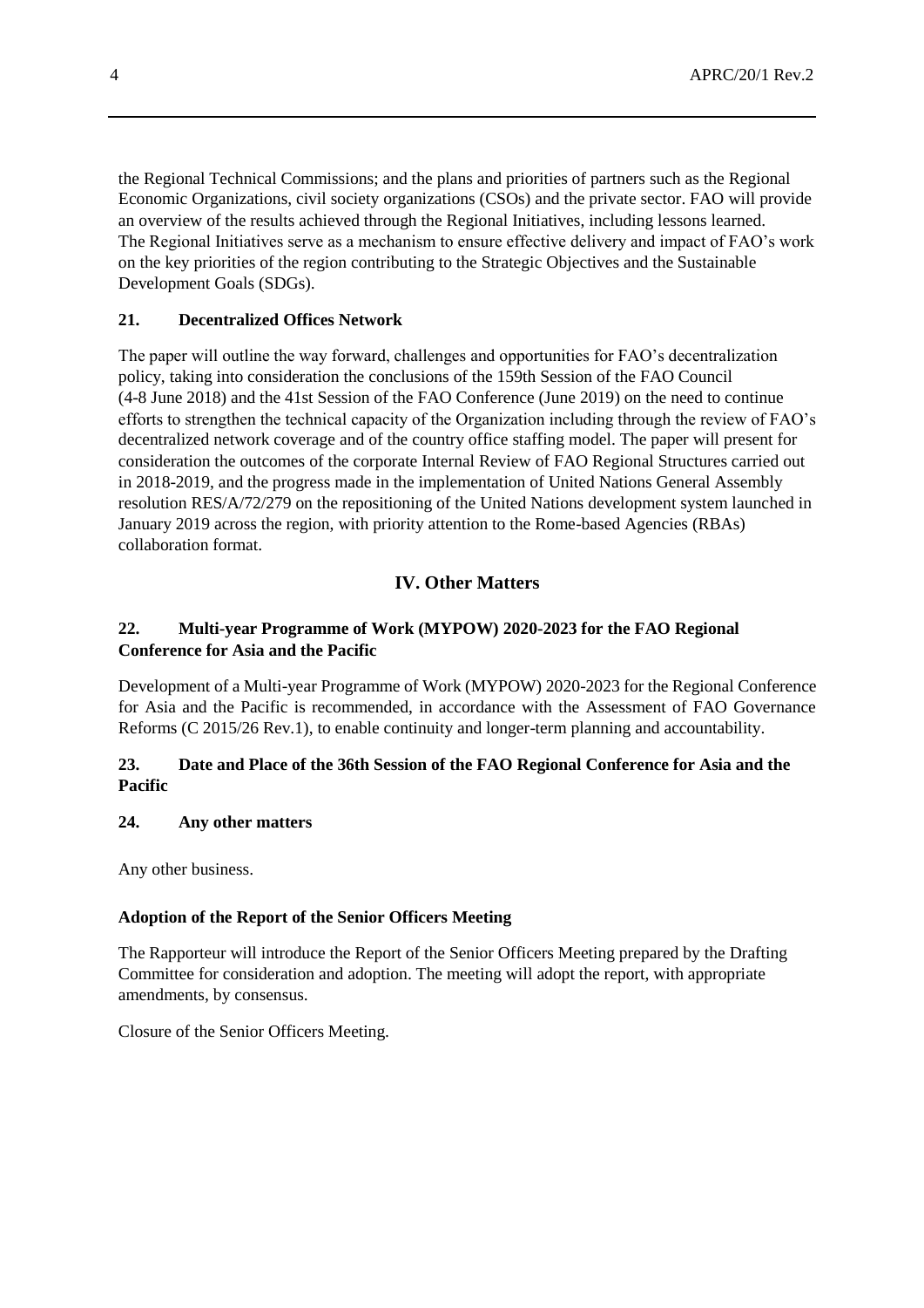the Regional Technical Commissions; and the plans and priorities of partners such as the Regional Economic Organizations, civil society organizations (CSOs) and the private sector. FAO will provide an overview of the results achieved through the Regional Initiatives, including lessons learned. The Regional Initiatives serve as a mechanism to ensure effective delivery and impact of FAO's work on the key priorities of the region contributing to the Strategic Objectives and the Sustainable Development Goals (SDGs).

**21. Decentralized Offices Network**

The paper will outline the way forward, challenges and opportunities for FAO's decentralization policy, taking into consideration the conclusions of the 159th Session of the FAO Council (4-8 June 2018) and the 41st Session of the FAO Conference (June 2019) on the need to continue efforts to strengthen the technical capacity of the Organization including through the review of FAO's decentralized network coverage and of the country office staffing model. The paper will present for consideration the outcomes of the corporate Internal Review of FAO Regional Structures carried out in 2018-2019, and the progress made in the implementation of United Nations General Assembly resolution RES/A/72/279 on the repositioning of the United Nations development system launched in January 2019 across the region, with priority attention to the Rome-based Agencies (RBAs) collaboration format.

## IV. Other Matters

**22. Multi-year Programme of Work (MYPOW) 2020-2023 for the FAO Regional Conference for Asia and the Pacific**

Development of a Multi-year Programme of Work (MYPOW) 2020-2023 for the Regional Conference for Asia and the Pacific is recommended, in accordance with the Assessment of FAO Governance Reforms (C 2015/26 Rev.1), to enable continuity and longer-term planning and accountability.

**23. Date and Place of the 36th Session of the FAO Regional Conference for Asia and the Pacific**

**24. Any other matters**

Any other business.

**Adoption of the Report of the Senior Officers Meeting**

The Rapporteur will introduce the Report of the Senior Officers Meeting prepared by the Drafting Committee for consideration and adoption. The meeting will adopt the report, with appropriate amendments, by consensus.

Closure of the Senior Officers Meeting.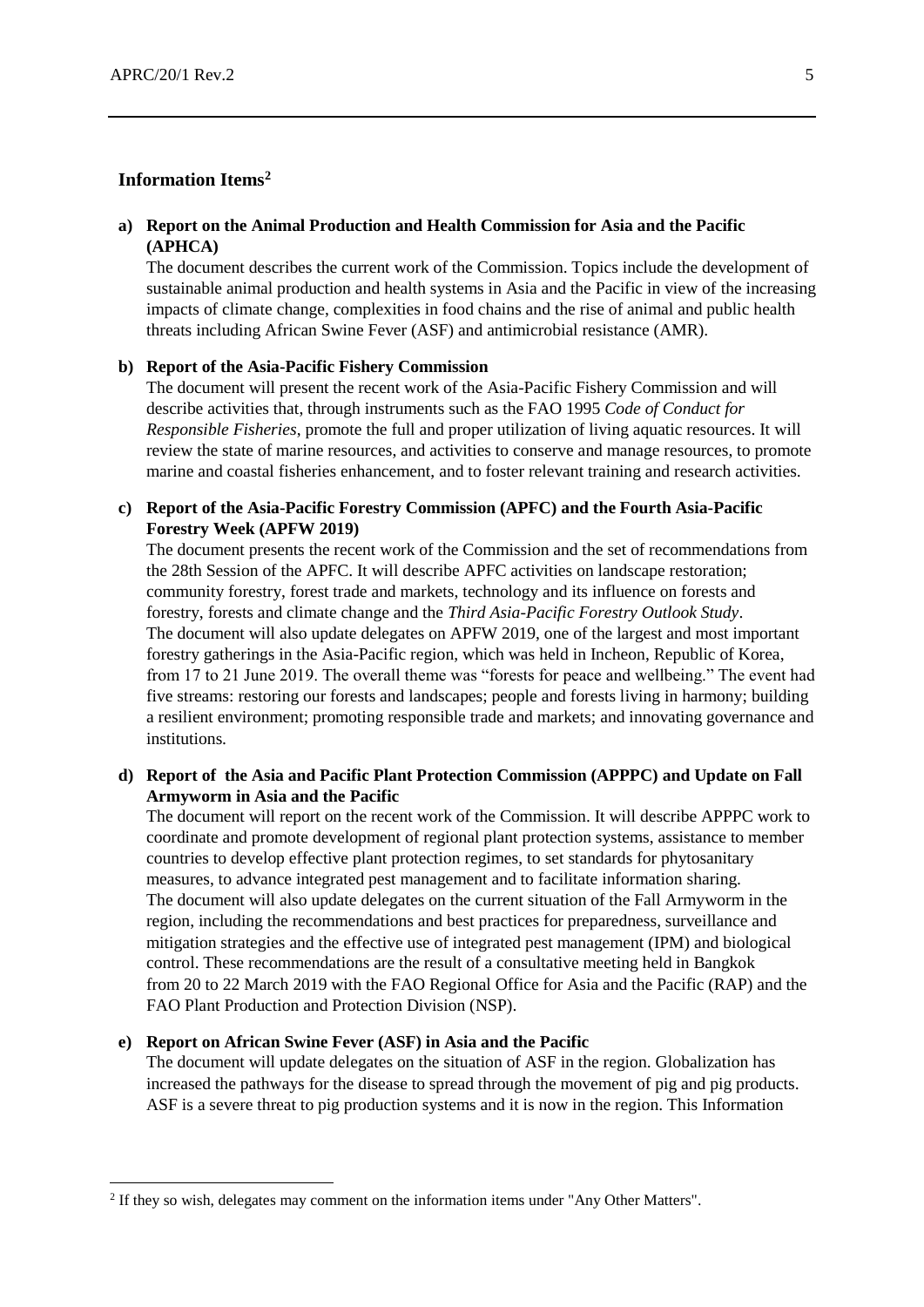## Information Items[2]

**a) Report on the Animal Production and Health Commission for Asia and the Pacific (APHCA)**

The document describes the current work of the Commission. Topics include the development of sustainable animal production and health systems in Asia and the Pacific in view of the increasing impacts of climate change, complexities in food chains and the rise of animal and public health threats including African Swine Fever (ASF) and antimicrobial resistance (AMR).

**b) Report of the Asia-Pacific Fishery Commission**

The document will present the recent work of the Asia-Pacific Fishery Commission and will describe activities that, through instruments such as the FAO 1995 *Code of Conduct for Responsible Fisheries*, promote the full and proper utilization of living aquatic resources. It will review the state of marine resources, and activities to conserve and manage resources, to promote marine and coastal fisheries enhancement, and to foster relevant training and research activities.

**c) Report of the Asia-Pacific Forestry Commission (APFC) and the Fourth Asia-Pacific Forestry Week (APFW 2019)**

The document presents the recent work of the Commission and the set of recommendations from the 28th Session of the APFC. It will describe APFC activities on landscape restoration; community forestry, forest trade and markets, technology and its influence on forests and forestry, forests and climate change and the *Third Asia-Pacific Forestry Outlook Study*. The document will also update delegates on APFW 2019, one of the largest and most important forestry gatherings in the Asia-Pacific region, which was held in Incheon, Republic of Korea, from 17 to 21 June 2019. The overall theme was "forests for peace and wellbeing." The event had five streams: restoring our forests and landscapes; people and forests living in harmony; building a resilient environment; promoting responsible trade and markets; and innovating governance and institutions.

**d) Report of the Asia and Pacific Plant Protection Commission (APPPC) and Update on Fall Armyworm in Asia and the Pacific**

The document will report on the recent work of the Commission. It will describe APPPC work to coordinate and promote development of regional plant protection systems, assistance to member countries to develop effective plant protection regimes, to set standards for phytosanitary measures, to advance integrated pest management and to facilitate information sharing. The document will also update delegates on the current situation of the Fall Armyworm in the region, including the recommendations and best practices for preparedness, surveillance and mitigation strategies and the effective use of integrated pest management (IPM) and biological control. These recommendations are the result of a consultative meeting held in Bangkok from 20 to 22 March 2019 with the FAO Regional Office for Asia and the Pacific (RAP) and the FAO Plant Production and Protection Division (NSP).

**e) Report on African Swine Fever (ASF) in Asia and the Pacific**

The document will update delegates on the situation of ASF in the region. Globalization has increased the pathways for the disease to spread through the movement of pig and pig products. ASF is a severe threat to pig production systems and it is now in the region. This Information

[2] If they so wish, delegates may comment on the information items under "Any Other Matters".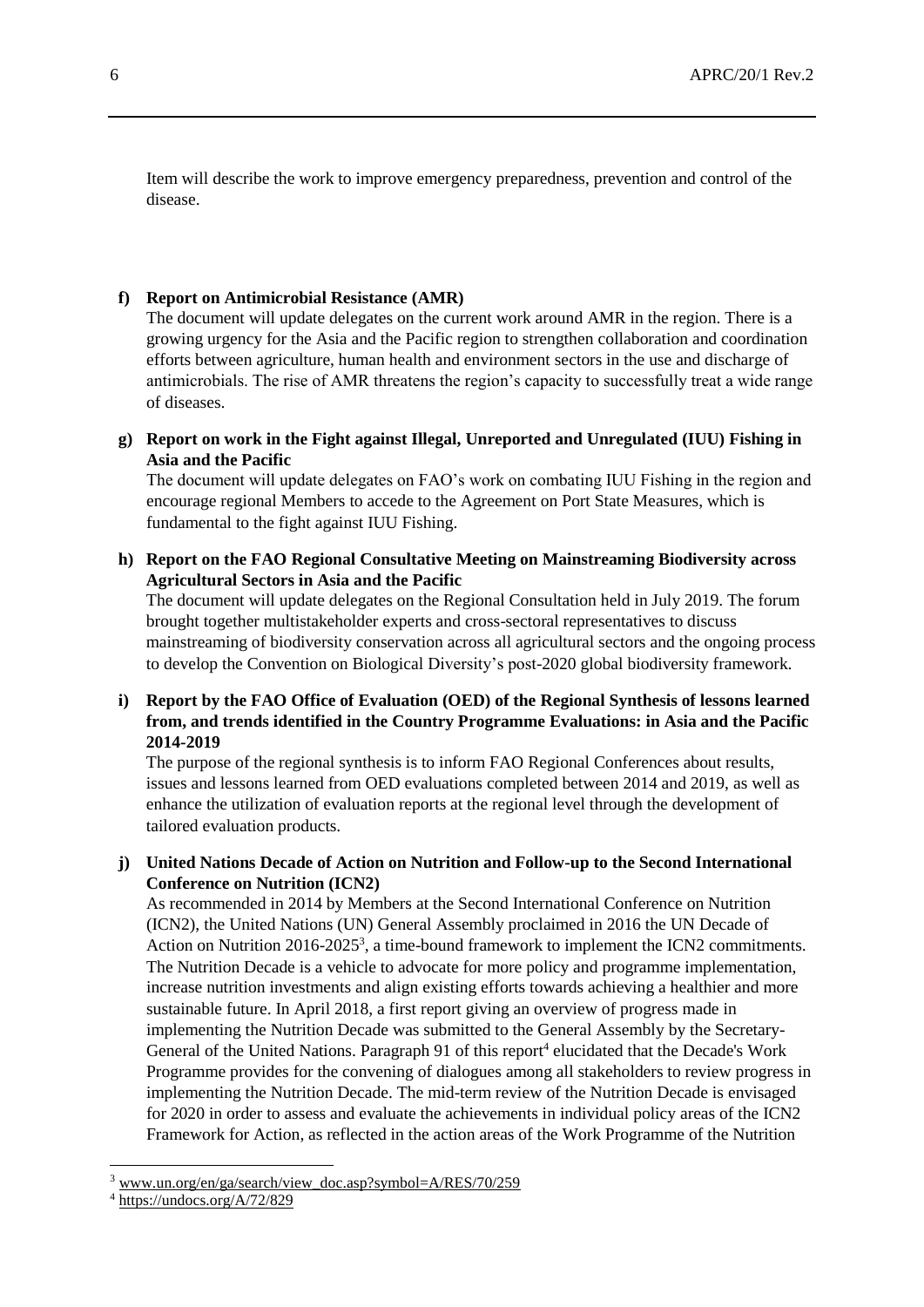Item will describe the work to improve emergency preparedness, prevention and control of the disease.

**f) Report on Antimicrobial Resistance (AMR)**

The document will update delegates on the current work around AMR in the region. There is a growing urgency for the Asia and the Pacific region to strengthen collaboration and coordination efforts between agriculture, human health and environment sectors in the use and discharge of antimicrobials. The rise of AMR threatens the region's capacity to successfully treat a wide range of diseases.

**g) Report on work in the Fight against Illegal, Unreported and Unregulated (IUU) Fishing in Asia and the Pacific**

The document will update delegates on FAO's work on combating IUU Fishing in the region and encourage regional Members to accede to the Agreement on Port State Measures, which is fundamental to the fight against IUU Fishing.

**h) Report on the FAO Regional Consultative Meeting on Mainstreaming Biodiversity across Agricultural Sectors in Asia and the Pacific**

The document will update delegates on the Regional Consultation held in July 2019. The forum brought together multistakeholder experts and cross-sectoral representatives to discuss mainstreaming of biodiversity conservation across all agricultural sectors and the ongoing process to develop the Convention on Biological Diversity's post-2020 global biodiversity framework.

**i) Report by the FAO Office of Evaluation (OED) of the Regional Synthesis of lessons learned from, and trends identified in the Country Programme Evaluations: in Asia and the Pacific 2014-2019**

The purpose of the regional synthesis is to inform FAO Regional Conferences about results, issues and lessons learned from OED evaluations completed between 2014 and 2019, as well as enhance the utilization of evaluation reports at the regional level through the development of tailored evaluation products.

**j) United Nations Decade of Action on Nutrition and Follow-up to the Second International Conference on Nutrition (ICN2)**

As recommended in 2014 by Members at the Second International Conference on Nutrition (ICN2), the United Nations (UN) General Assembly proclaimed in 2016 the UN Decade of Action on Nutrition 2016-2025[3], a time-bound framework to implement the ICN2 commitments. The Nutrition Decade is a vehicle to advocate for more policy and programme implementation, increase nutrition investments and align existing efforts towards achieving a healthier and more sustainable future. In April 2018, a first report giving an overview of progress made in implementing the Nutrition Decade was submitted to the General Assembly by the Secretary-General of the United Nations. Paragraph 91 of this report[4] elucidated that the Decade's Work Programme provides for the convening of dialogues among all stakeholders to review progress in implementing the Nutrition Decade. The mid-term review of the Nutrition Decade is envisaged for 2020 in order to assess and evaluate the achievements in individual policy areas of the ICN2 Framework for Action, as reflected in the action areas of the Work Programme of the Nutrition

---

[3] www.un.org/en/ga/search/view_doc.asp?symbol=A/RES/70/259

[4] https://undocs.org/A/72/829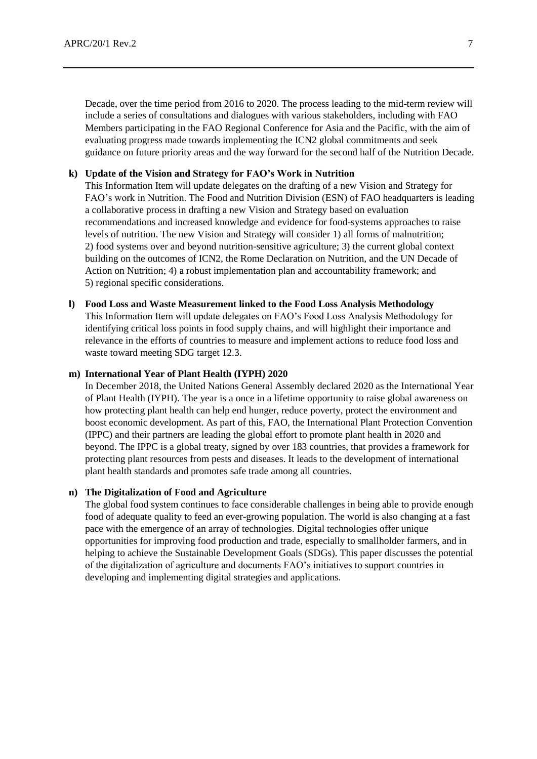Decade, over the time period from 2016 to 2020. The process leading to the mid-term review will include a series of consultations and dialogues with various stakeholders, including with FAO Members participating in the FAO Regional Conference for Asia and the Pacific, with the aim of evaluating progress made towards implementing the ICN2 global commitments and seek guidance on future priority areas and the way forward for the second half of the Nutrition Decade.

**k) Update of the Vision and Strategy for FAO's Work in Nutrition**

This Information Item will update delegates on the drafting of a new Vision and Strategy for FAO's work in Nutrition. The Food and Nutrition Division (ESN) of FAO headquarters is leading a collaborative process in drafting a new Vision and Strategy based on evaluation recommendations and increased knowledge and evidence for food-systems approaches to raise levels of nutrition. The new Vision and Strategy will consider 1) all forms of malnutrition; 2) food systems over and beyond nutrition-sensitive agriculture; 3) the current global context building on the outcomes of ICN2, the Rome Declaration on Nutrition, and the UN Decade of Action on Nutrition; 4) a robust implementation plan and accountability framework; and 5) regional specific considerations.

**l) Food Loss and Waste Measurement linked to the Food Loss Analysis Methodology**

This Information Item will update delegates on FAO's Food Loss Analysis Methodology for identifying critical loss points in food supply chains, and will highlight their importance and relevance in the efforts of countries to measure and implement actions to reduce food loss and waste toward meeting SDG target 12.3.

**m) International Year of Plant Health (IYPH) 2020**

In December 2018, the United Nations General Assembly declared 2020 as the International Year of Plant Health (IYPH). The year is a once in a lifetime opportunity to raise global awareness on how protecting plant health can help end hunger, reduce poverty, protect the environment and boost economic development. As part of this, FAO, the International Plant Protection Convention (IPPC) and their partners are leading the global effort to promote plant health in 2020 and beyond. The IPPC is a global treaty, signed by over 183 countries, that provides a framework for protecting plant resources from pests and diseases. It leads to the development of international plant health standards and promotes safe trade among all countries.

**n) The Digitalization of Food and Agriculture**

The global food system continues to face considerable challenges in being able to provide enough food of adequate quality to feed an ever-growing population. The world is also changing at a fast pace with the emergence of an array of technologies. Digital technologies offer unique opportunities for improving food production and trade, especially to smallholder farmers, and in helping to achieve the Sustainable Development Goals (SDGs). This paper discusses the potential of the digitalization of agriculture and documents FAO's initiatives to support countries in developing and implementing digital strategies and applications.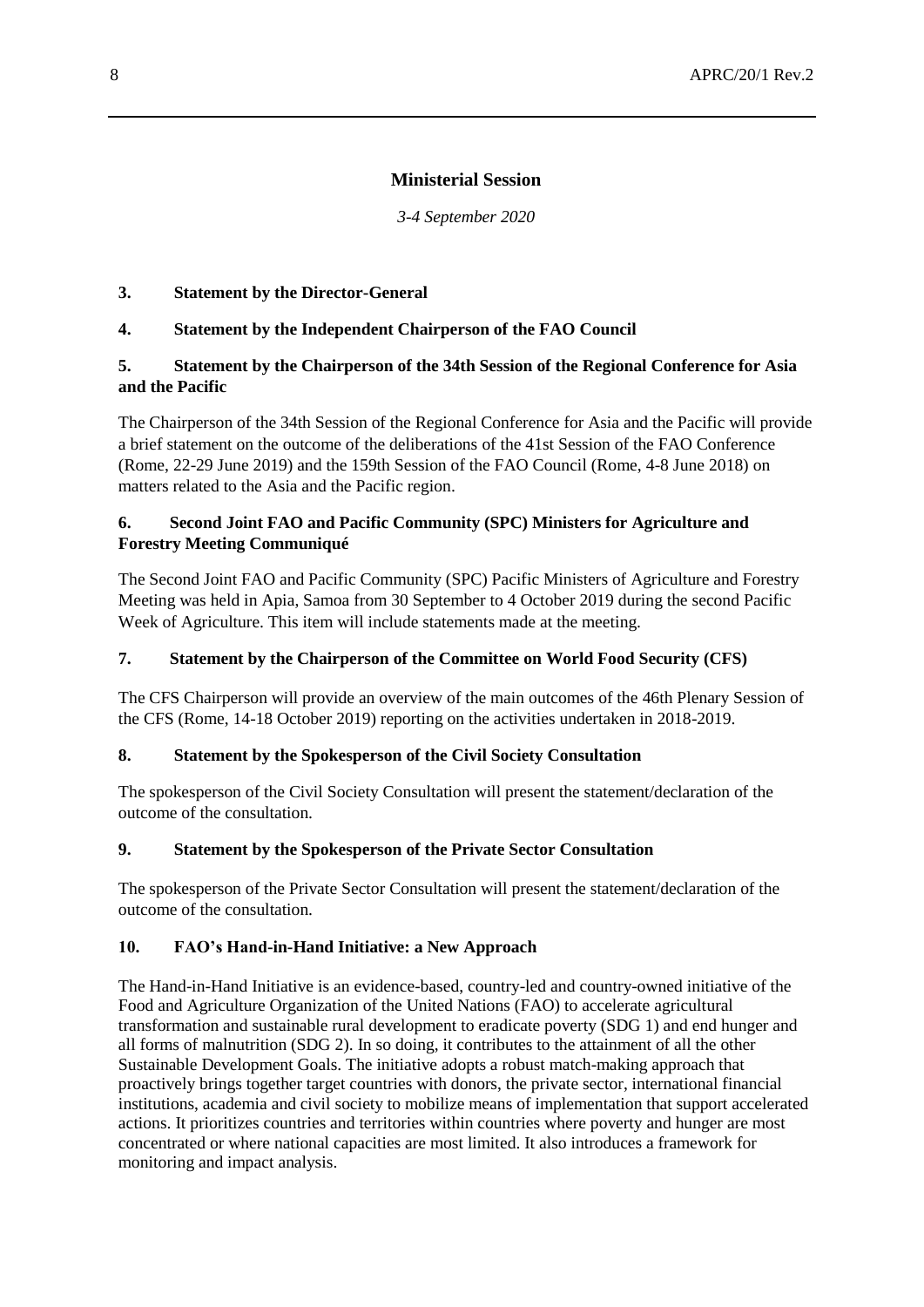## Ministerial Session

*3-4 September 2020*

### 3. Statement by the Director-General

### 4. Statement by the Independent Chairperson of the FAO Council

### 5. Statement by the Chairperson of the 34th Session of the Regional Conference for Asia and the Pacific

The Chairperson of the 34th Session of the Regional Conference for Asia and the Pacific will provide a brief statement on the outcome of the deliberations of the 41st Session of the FAO Conference (Rome, 22-29 June 2019) and the 159th Session of the FAO Council (Rome, 4-8 June 2018) on matters related to the Asia and the Pacific region.

### 6. Second Joint FAO and Pacific Community (SPC) Ministers for Agriculture and Forestry Meeting Communiqué

The Second Joint FAO and Pacific Community (SPC) Pacific Ministers of Agriculture and Forestry Meeting was held in Apia, Samoa from 30 September to 4 October 2019 during the second Pacific Week of Agriculture. This item will include statements made at the meeting.

### 7. Statement by the Chairperson of the Committee on World Food Security (CFS)

The CFS Chairperson will provide an overview of the main outcomes of the 46th Plenary Session of the CFS (Rome, 14-18 October 2019) reporting on the activities undertaken in 2018-2019.

### 8. Statement by the Spokesperson of the Civil Society Consultation

The spokesperson of the Civil Society Consultation will present the statement/declaration of the outcome of the consultation.

### 9. Statement by the Spokesperson of the Private Sector Consultation

The spokesperson of the Private Sector Consultation will present the statement/declaration of the outcome of the consultation.

### 10. FAO's Hand-in-Hand Initiative: a New Approach

The Hand-in-Hand Initiative is an evidence-based, country-led and country-owned initiative of the Food and Agriculture Organization of the United Nations (FAO) to accelerate agricultural transformation and sustainable rural development to eradicate poverty (SDG 1) and end hunger and all forms of malnutrition (SDG 2). In so doing, it contributes to the attainment of all the other Sustainable Development Goals. The initiative adopts a robust match-making approach that proactively brings together target countries with donors, the private sector, international financial institutions, academia and civil society to mobilize means of implementation that support accelerated actions. It prioritizes countries and territories within countries where poverty and hunger are most concentrated or where national capacities are most limited. It also introduces a framework for monitoring and impact analysis.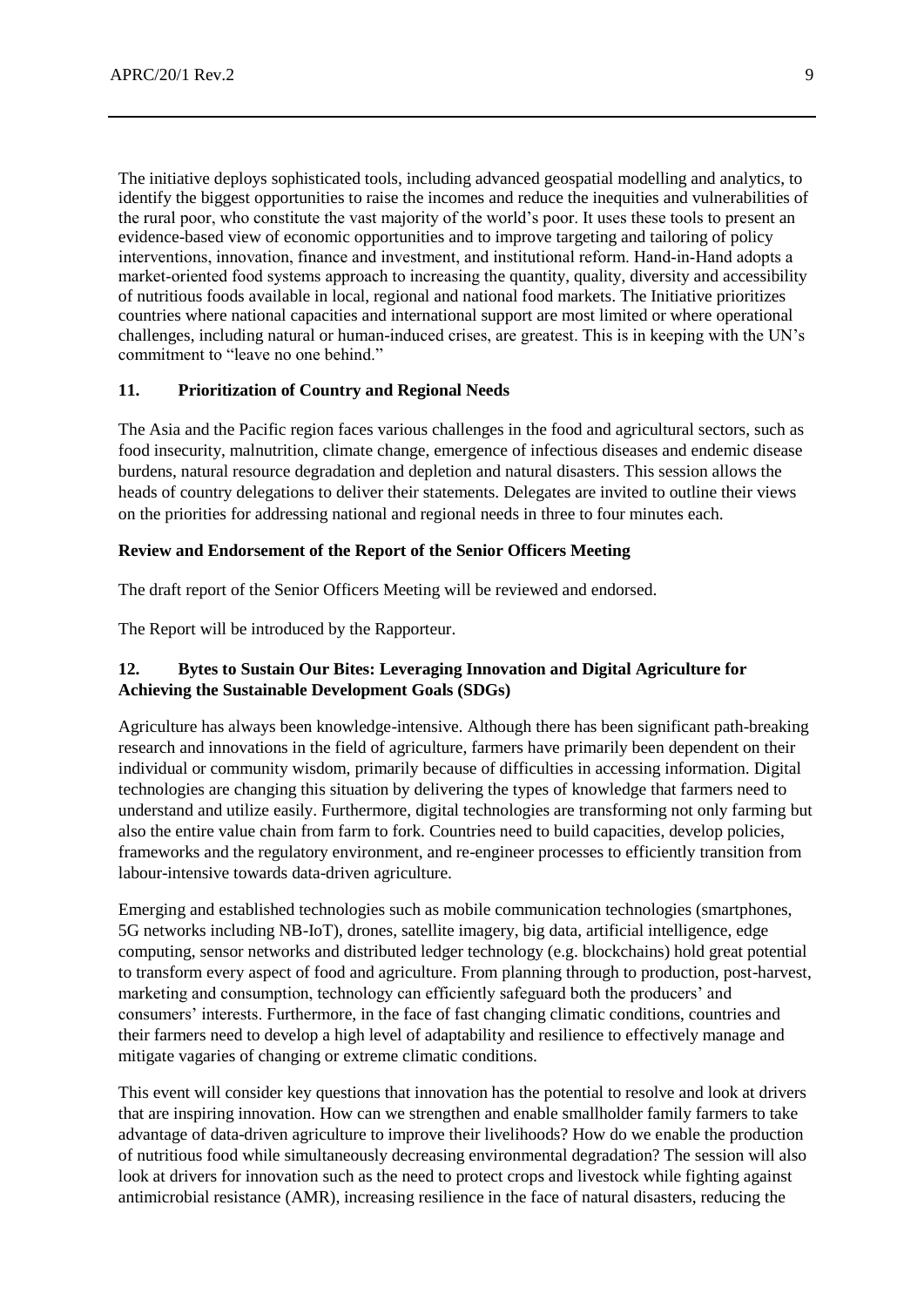The initiative deploys sophisticated tools, including advanced geospatial modelling and analytics, to identify the biggest opportunities to raise the incomes and reduce the inequities and vulnerabilities of the rural poor, who constitute the vast majority of the world's poor. It uses these tools to present an evidence-based view of economic opportunities and to improve targeting and tailoring of policy interventions, innovation, finance and investment, and institutional reform. Hand-in-Hand adopts a market-oriented food systems approach to increasing the quantity, quality, diversity and accessibility of nutritious foods available in local, regional and national food markets. The Initiative prioritizes countries where national capacities and international support are most limited or where operational challenges, including natural or human-induced crises, are greatest. This is in keeping with the UN's commitment to "leave no one behind."

### 11. Prioritization of Country and Regional Needs

The Asia and the Pacific region faces various challenges in the food and agricultural sectors, such as food insecurity, malnutrition, climate change, emergence of infectious diseases and endemic disease burdens, natural resource degradation and depletion and natural disasters. This session allows the heads of country delegations to deliver their statements. Delegates are invited to outline their views on the priorities for addressing national and regional needs in three to four minutes each.

### Review and Endorsement of the Report of the Senior Officers Meeting

The draft report of the Senior Officers Meeting will be reviewed and endorsed.

The Report will be introduced by the Rapporteur.

### 12. Bytes to Sustain Our Bites: Leveraging Innovation and Digital Agriculture for Achieving the Sustainable Development Goals (SDGs)

Agriculture has always been knowledge-intensive. Although there has been significant path-breaking research and innovations in the field of agriculture, farmers have primarily been dependent on their individual or community wisdom, primarily because of difficulties in accessing information. Digital technologies are changing this situation by delivering the types of knowledge that farmers need to understand and utilize easily. Furthermore, digital technologies are transforming not only farming but also the entire value chain from farm to fork. Countries need to build capacities, develop policies, frameworks and the regulatory environment, and re-engineer processes to efficiently transition from labour-intensive towards data-driven agriculture.

Emerging and established technologies such as mobile communication technologies (smartphones, 5G networks including NB-IoT), drones, satellite imagery, big data, artificial intelligence, edge computing, sensor networks and distributed ledger technology (e.g. blockchains) hold great potential to transform every aspect of food and agriculture. From planning through to production, post-harvest, marketing and consumption, technology can efficiently safeguard both the producers' and consumers' interests. Furthermore, in the face of fast changing climatic conditions, countries and their farmers need to develop a high level of adaptability and resilience to effectively manage and mitigate vagaries of changing or extreme climatic conditions.

This event will consider key questions that innovation has the potential to resolve and look at drivers that are inspiring innovation. How can we strengthen and enable smallholder family farmers to take advantage of data-driven agriculture to improve their livelihoods? How do we enable the production of nutritious food while simultaneously decreasing environmental degradation? The session will also look at drivers for innovation such as the need to protect crops and livestock while fighting against antimicrobial resistance (AMR), increasing resilience in the face of natural disasters, reducing the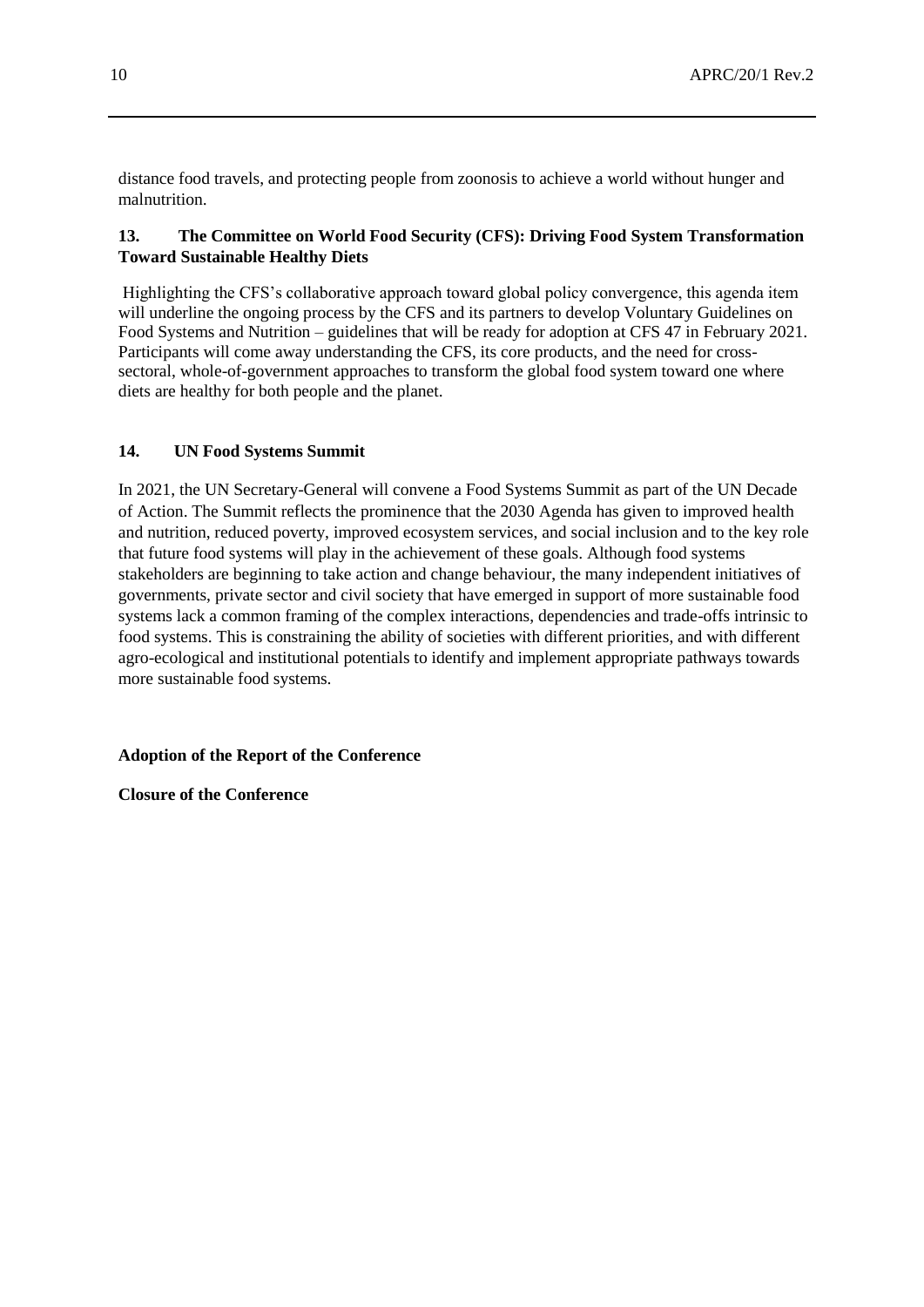distance food travels, and protecting people from zoonosis to achieve a world without hunger and malnutrition.

### 13. The Committee on World Food Security (CFS): Driving Food System Transformation Toward Sustainable Healthy Diets

Highlighting the CFS's collaborative approach toward global policy convergence, this agenda item will underline the ongoing process by the CFS and its partners to develop Voluntary Guidelines on Food Systems and Nutrition – guidelines that will be ready for adoption at CFS 47 in February 2021. Participants will come away understanding the CFS, its core products, and the need for cross-sectoral, whole-of-government approaches to transform the global food system toward one where diets are healthy for both people and the planet.

### 14. UN Food Systems Summit

In 2021, the UN Secretary-General will convene a Food Systems Summit as part of the UN Decade of Action. The Summit reflects the prominence that the 2030 Agenda has given to improved health and nutrition, reduced poverty, improved ecosystem services, and social inclusion and to the key role that future food systems will play in the achievement of these goals. Although food systems stakeholders are beginning to take action and change behaviour, the many independent initiatives of governments, private sector and civil society that have emerged in support of more sustainable food systems lack a common framing of the complex interactions, dependencies and trade-offs intrinsic to food systems. This is constraining the ability of societies with different priorities, and with different agro-ecological and institutional potentials to identify and implement appropriate pathways towards more sustainable food systems.

**Adoption of the Report of the Conference**

**Closure of the Conference**